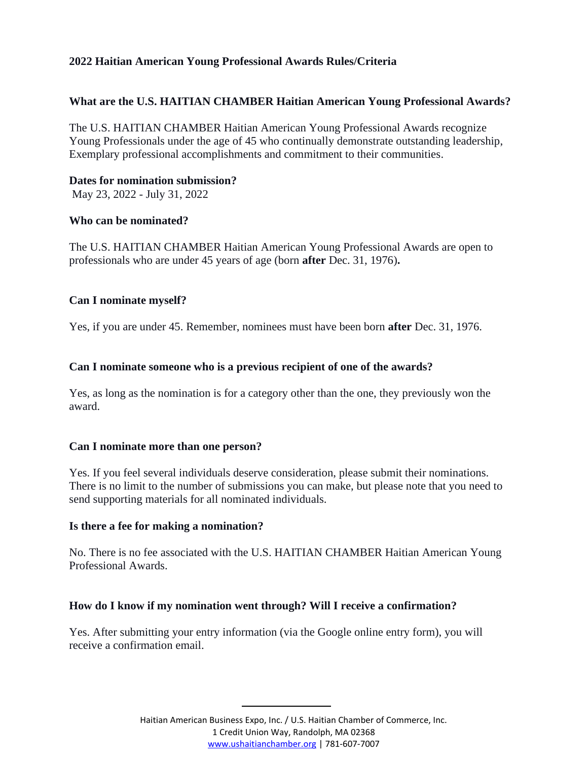## 2022 Haitian American Young Professional Awards Rules/Criteria

### What are the U.S. HAITIAN CHAMBER Haitian American Young Professional Awards?

The U.S. HAITIAN CHAMBER Haitian American Young Professional Awards recognize Young Professionals under the age of 45 who continually demonstrate outstanding leadership, Exemplary professional accomplishments and commitment to their communities.

**Dates for nomination submission?**

May 23, 2022 - July 31, 2022

### Who can be nominated?

The U.S. HAITIAN CHAMBER Haitian American Young Professional Awards are open to professionals who are under 45 years of age (born **after** Dec. 31, 1976)**.**

### Can I nominate myself?

Yes, if you are under 45. Remember, nominees must have been born **after** Dec. 31, 1976.

### Can I nominate someone who is a previous recipient of one of the awards?

Yes, as long as the nomination is for a category other than the one, they previously won the award.

### Can I nominate more than one person?

Yes. If you feel several individuals deserve consideration, please submit their nominations. There is no limit to the number of submissions you can make, but please note that you need to send supporting materials for all nominated individuals.

### Is there a fee for making a nomination?

No. There is no fee associated with the U.S. HAITIAN CHAMBER Haitian American Young Professional Awards.

### How do I know if my nomination went through? Will I receive a confirmation?

Yes. After submitting your entry information (via the Google online entry form), you will receive a confirmation email.

Haitian American Business Expo, Inc. / U.S. Haitian Chamber of Commerce, Inc.
1 Credit Union Way, Randolph, MA 02368
www.ushaitianchamber.org | 781-607-7007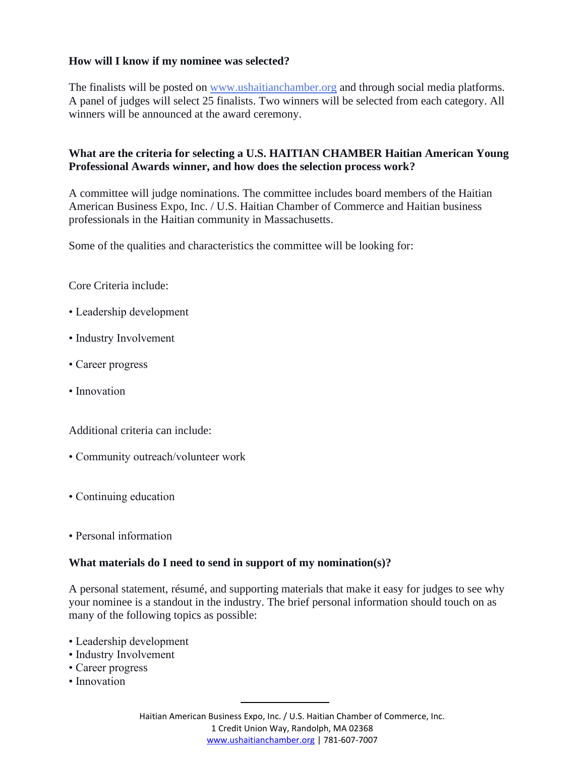**How will I know if my nominee was selected?**

The finalists will be posted on www.ushaitianchamber.org and through social media platforms. A panel of judges will select 25 finalists. Two winners will be selected from each category. All winners will be announced at the award ceremony.

**What are the criteria for selecting a U.S. HAITIAN CHAMBER Haitian American Young Professional Awards winner, and how does the selection process work?**

A committee will judge nominations. The committee includes board members of the Haitian American Business Expo, Inc. / U.S. Haitian Chamber of Commerce and Haitian business professionals in the Haitian community in Massachusetts.

Some of the qualities and characteristics the committee will be looking for:

Core Criteria include:

- Leadership development
- Industry Involvement
- Career progress
- Innovation

Additional criteria can include:

- Community outreach/volunteer work
- Continuing education
- Personal information

**What materials do I need to send in support of my nomination(s)?**

A personal statement, résumé, and supporting materials that make it easy for judges to see why your nominee is a standout in the industry. The brief personal information should touch on as many of the following topics as possible:

- Leadership development
- Industry Involvement
- Career progress
- Innovation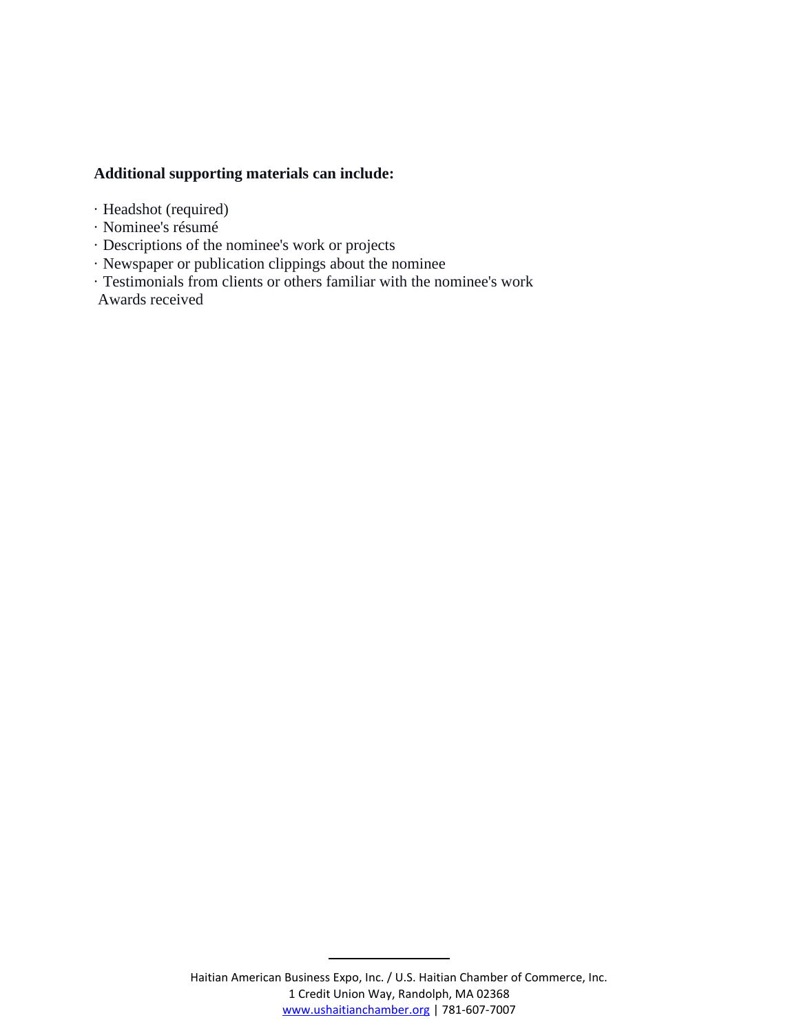**Additional supporting materials can include:**

· Headshot (required)
· Nominee's résumé
· Descriptions of the nominee's work or projects
· Newspaper or publication clippings about the nominee
· Testimonials from clients or others familiar with the nominee's work
Awards received

Haitian American Business Expo, Inc. / U.S. Haitian Chamber of Commerce, Inc.
1 Credit Union Way, Randolph, MA 02368
www.ushaitianchamber.org | 781-607-7007